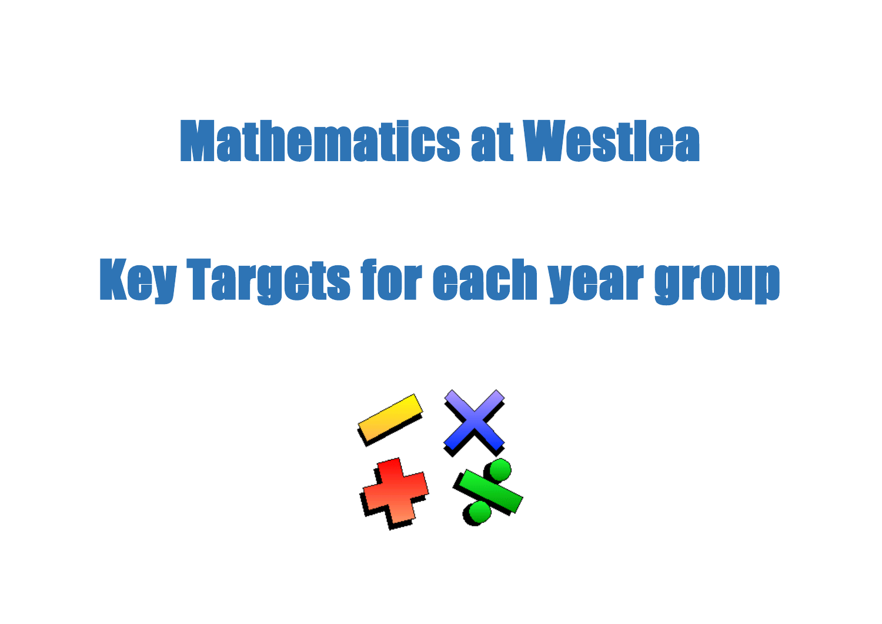# Mathematics at Westlea

# Key Targets for each year group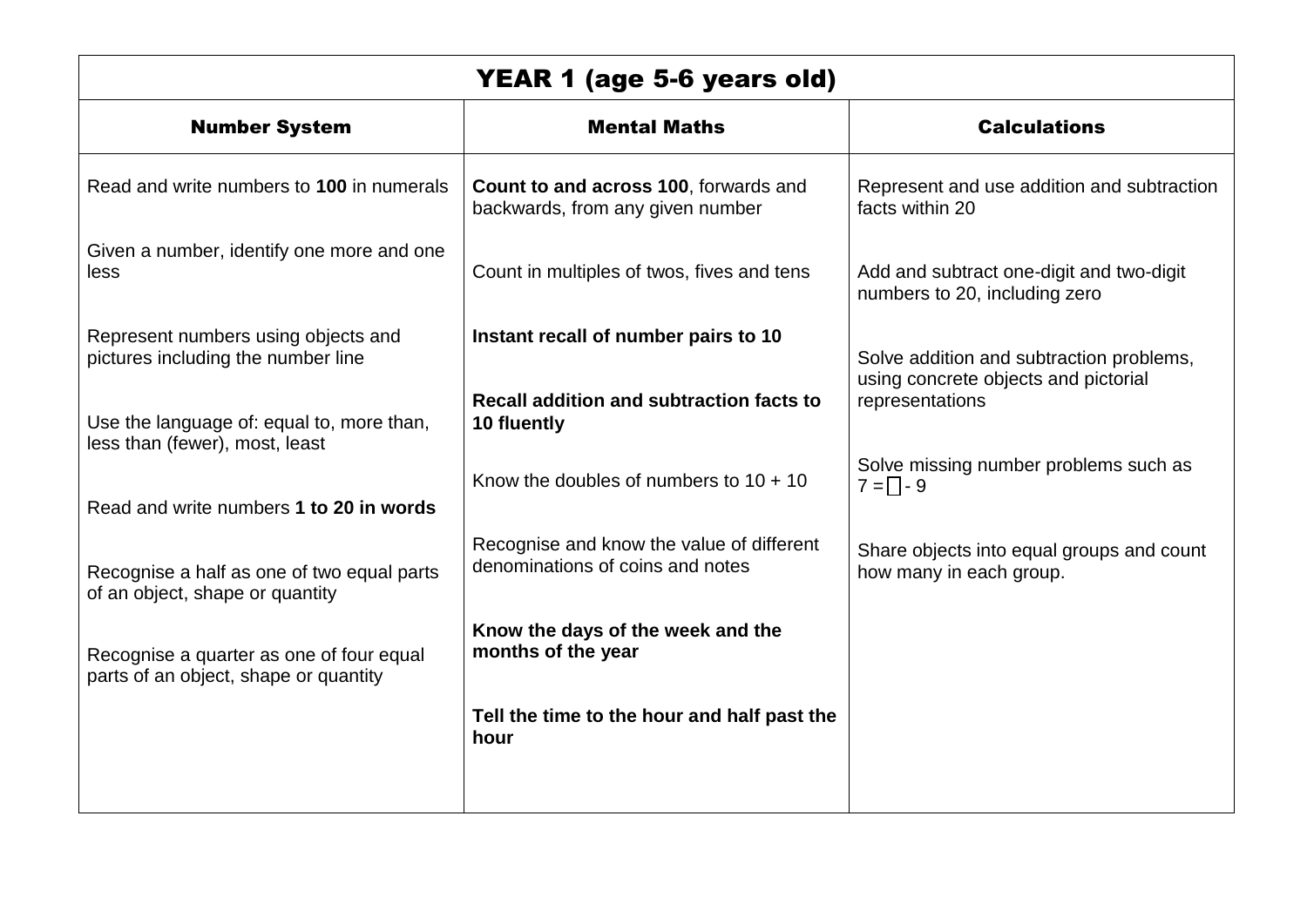| YEAR 1 (age 5-6 years old) | | |
|---|---|---|
| **Number System** | **Mental Maths** | **Calculations** |
| Read and write numbers to **100** in numerals | **Count to and across 100**, forwards and backwards, from any given number | Represent and use addition and subtraction facts within 20 |
| Given a number, identify one more and one less | Count in multiples of twos, fives and tens | Add and subtract one-digit and two-digit numbers to 20, including zero |
| Represent numbers using objects and pictures including the number line | **Instant recall of number pairs to 10** | Solve addition and subtraction problems, using concrete objects and pictorial representations |
| Use the language of: equal to, more than, less than (fewer), most, least | **Recall addition and subtraction facts to 10 fluently** | Solve missing number problems such as $7 = \square - 9$ |
| Read and write numbers **1 to 20 in words** | Know the doubles of numbers to 10 + 10 | Share objects into equal groups and count how many in each group. |
| Recognise a half as one of two equal parts of an object, shape or quantity | Recognise and know the value of different denominations of coins and notes | |
| Recognise a quarter as one of four equal parts of an object, shape or quantity | **Know the days of the week and the months of the year** | |
| | **Tell the time to the hour and half past the hour** | |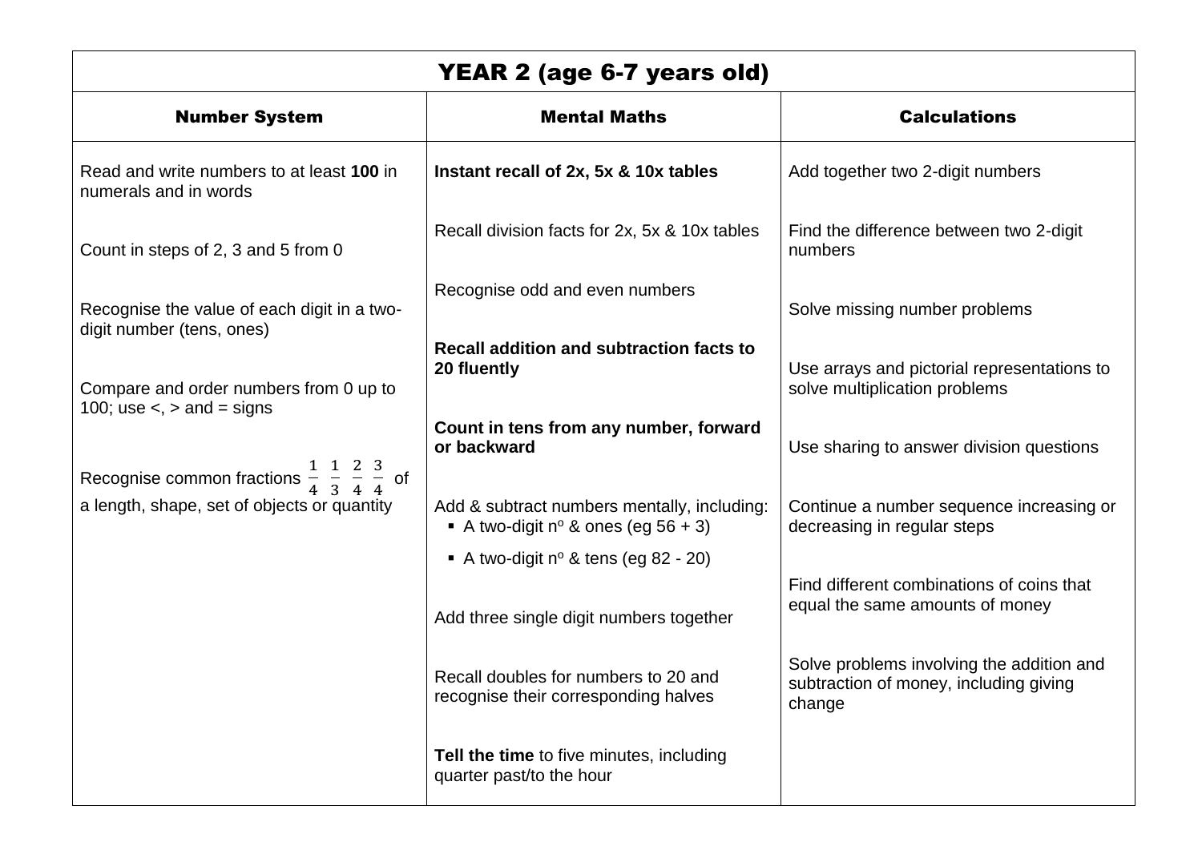| YEAR 2 (age 6-7 years old) | | |
|---|---|---|
| **Number System** | **Mental Maths** | **Calculations** |
| Read and write numbers to at least **100** in numerals and in words | **Instant recall of 2x, 5x & 10x tables** | Add together two 2-digit numbers |
| Count in steps of 2, 3 and 5 from 0 | Recall division facts for 2x, 5x & 10x tables | Find the difference between two 2-digit numbers |
| Recognise the value of each digit in a two-digit number (tens, ones) | Recognise odd and even numbers | Solve missing number problems |
| Compare and order numbers from 0 up to 100; use <, > and = signs | **Recall addition and subtraction facts to 20 fluently** | Use arrays and pictorial representations to solve multiplication problems |
| Recognise common fractions $\frac{1}{4}$ $\frac{1}{3}$ $\frac{2}{4}$ $\frac{3}{4}$ of a length, shape, set of objects or quantity | **Count in tens from any number, forward or backward** | Use sharing to answer division questions |
| | Add & subtract numbers mentally, including: <br> ▪ A two-digit nº & ones (eg 56 + 3) <br> ▪ A two-digit nº & tens (eg 82 - 20) | Continue a number sequence increasing or decreasing in regular steps |
| | Add three single digit numbers together | Find different combinations of coins that equal the same amounts of money |
| | Recall doubles for numbers to 20 and recognise their corresponding halves | Solve problems involving the addition and subtraction of money, including giving change |
| | **Tell the time** to five minutes, including quarter past/to the hour | |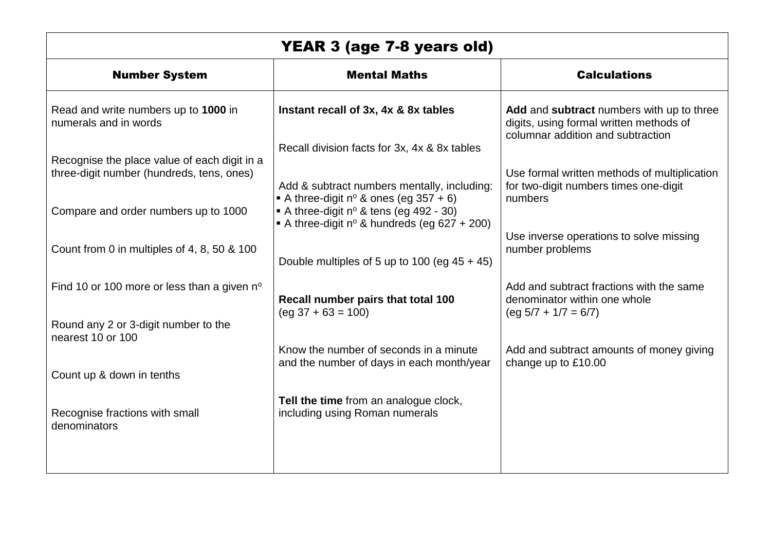# YEAR 3 (age 7-8 years old)

| Number System | Mental Maths | Calculations |
| --- | --- | --- |
| Read and write numbers up to **1000** in numerals and in words | **Instant recall of 3x, 4x & 8x tables** | **Add** and **subtract** numbers with up to three digits, using formal written methods of columnar addition and subtraction |
| Recognise the place value of each digit in a three-digit number (hundreds, tens, ones) | Recall division facts for 3x, 4x & 8x tables | Use formal written methods of multiplication for two-digit numbers times one-digit numbers |
| Compare and order numbers up to 1000 | Add & subtract numbers mentally, including:<br>▪ A three-digit nº & ones (eg 357 + 6)<br>▪ A three-digit nº & tens (eg 492 - 30)<br>▪ A three-digit nº & hundreds (eg 627 + 200) | Use inverse operations to solve missing number problems |
| Count from 0 in multiples of 4, 8, 50 & 100 | Double multiples of 5 up to 100 (eg 45 + 45) | Add and subtract fractions with the same denominator within one whole (eg $5/7 + 1/7 = 6/7$) |
| Find 10 or 100 more or less than a given nº | **Recall number pairs that total 100** (eg 37 + 63 = 100) | Add and subtract amounts of money giving change up to £10.00 |
| Round any 2 or 3-digit number to the nearest 10 or 100 | Know the number of seconds in a minute and the number of days in each month/year | |
| Count up & down in tenths | **Tell the time** from an analogue clock, including using Roman numerals | |
| Recognise fractions with small denominators | | |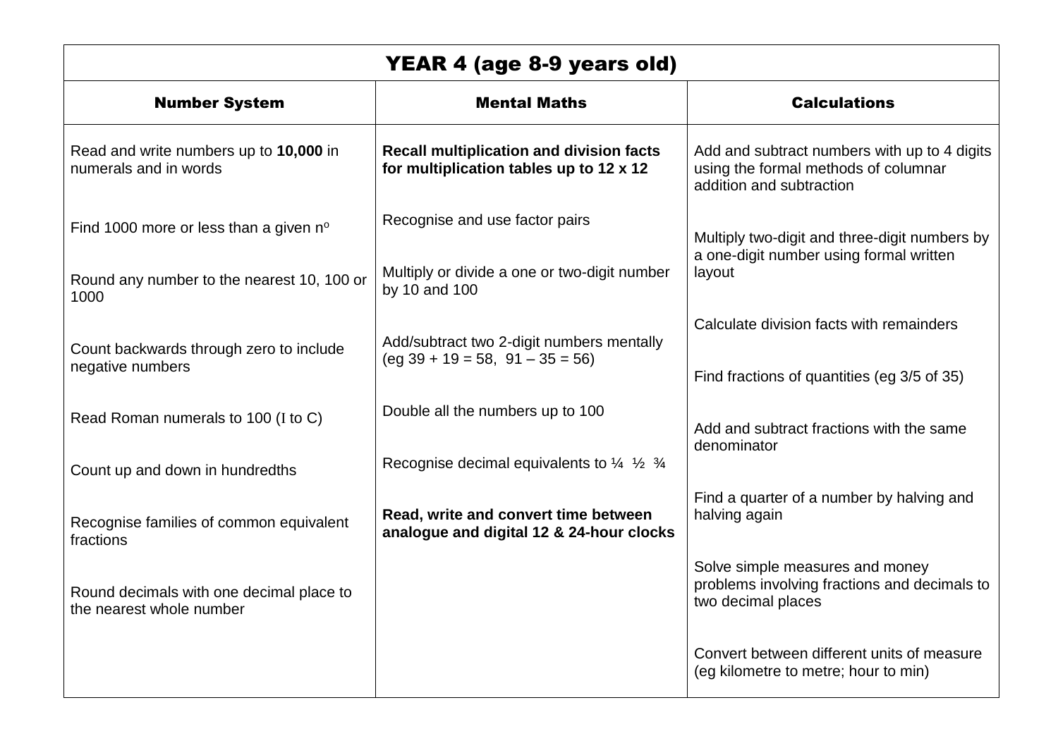| YEAR 4 (age 8-9 years old) | | |
|---|---|---|
| **Number System** | **Mental Maths** | **Calculations** |
| Read and write numbers up to **10,000** in numerals and in words | **Recall multiplication and division facts for multiplication tables up to 12 x 12** | Add and subtract numbers with up to 4 digits using the formal methods of columnar addition and subtraction |
| Find 1000 more or less than a given nº | Recognise and use factor pairs | Multiply two-digit and three-digit numbers by a one-digit number using formal written layout |
| Round any number to the nearest 10, 100 or 1000 | Multiply or divide a one or two-digit number by 10 and 100 | Calculate division facts with remainders |
| Count backwards through zero to include negative numbers | Add/subtract two 2-digit numbers mentally (eg 39 + 19 = 58, 91 – 35 = 56) | Find fractions of quantities (eg 3/5 of 35) |
| Read Roman numerals to 100 (I to C) | Double all the numbers up to 100 | Add and subtract fractions with the same denominator |
| Count up and down in hundredths | Recognise decimal equivalents to ¼ ½ ¾ | Find a quarter of a number by halving and halving again |
| Recognise families of common equivalent fractions | **Read, write and convert time between analogue and digital 12 & 24-hour clocks** | Solve simple measures and money problems involving fractions and decimals to two decimal places |
| Round decimals with one decimal place to the nearest whole number | | Convert between different units of measure (eg kilometre to metre; hour to min) |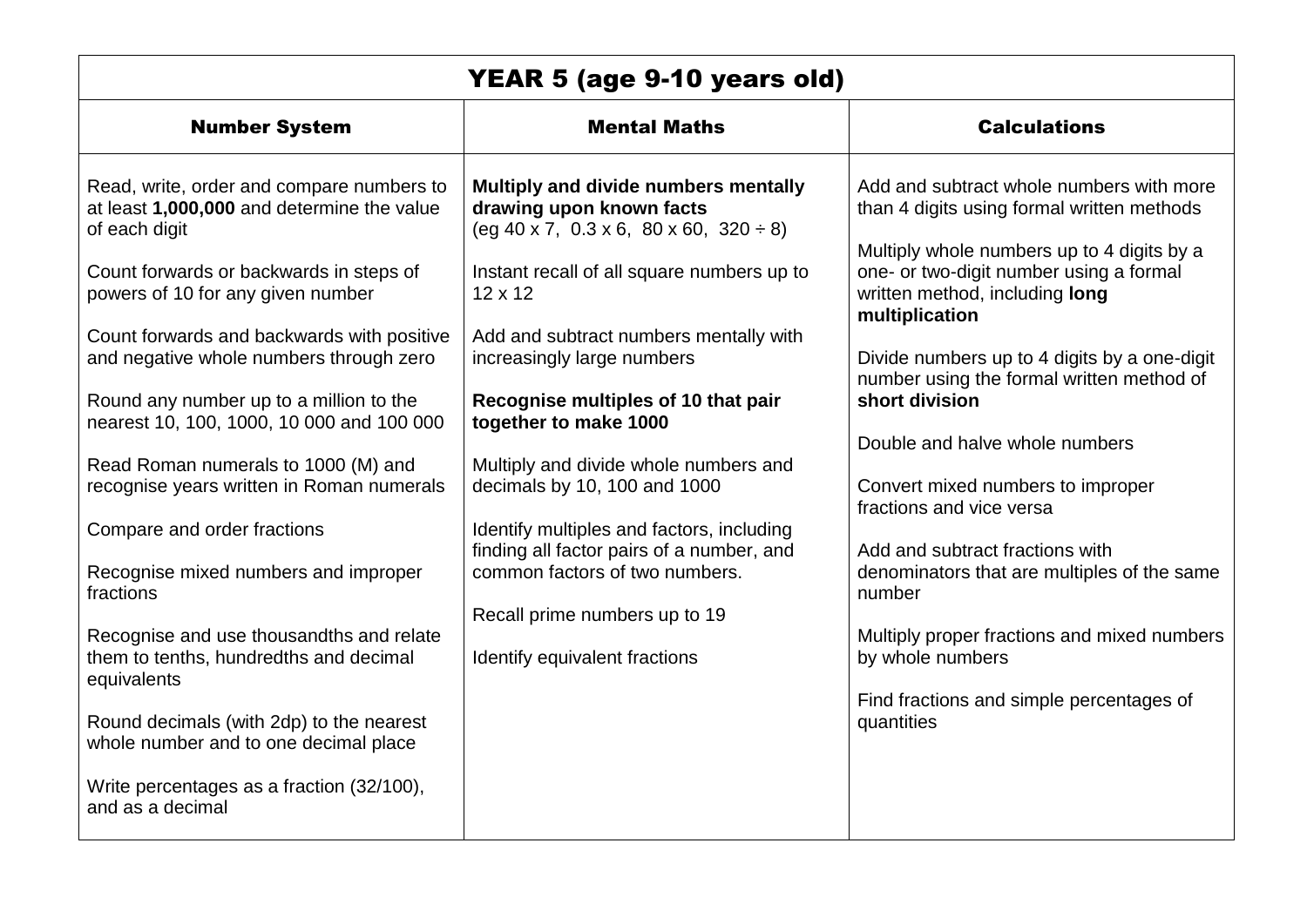## YEAR 5 (age 9-10 years old)

| Number System | Mental Maths | Calculations |
|---|---|---|
| Read, write, order and compare numbers to at least **1,000,000** and determine the value of each digit | **Multiply and divide numbers mentally drawing upon known facts** (eg 40 x 7, 0.3 x 6, 80 x 60, 320 ÷ 8) | Add and subtract whole numbers with more than 4 digits using formal written methods |
| Count forwards or backwards in steps of powers of 10 for any given number | Instant recall of all square numbers up to 12 x 12 | Multiply whole numbers up to 4 digits by a one- or two-digit number using a formal written method, including **long multiplication** |
| Count forwards and backwards with positive and negative whole numbers through zero | Add and subtract numbers mentally with increasingly large numbers | Divide numbers up to 4 digits by a one-digit number using the formal written method of **short division** |
| Round any number up to a million to the nearest 10, 100, 1000, 10 000 and 100 000 | **Recognise multiples of 10 that pair together to make 1000** | Double and halve whole numbers |
| Read Roman numerals to 1000 (M) and recognise years written in Roman numerals | Multiply and divide whole numbers and decimals by 10, 100 and 1000 | Convert mixed numbers to improper fractions and vice versa |
| Compare and order fractions | Identify multiples and factors, including finding all factor pairs of a number, and common factors of two numbers. | Add and subtract fractions with denominators that are multiples of the same number |
| Recognise mixed numbers and improper fractions | Recall prime numbers up to 19 | Multiply proper fractions and mixed numbers by whole numbers |
| Recognise and use thousandths and relate them to tenths, hundredths and decimal equivalents | Identify equivalent fractions | Find fractions and simple percentages of quantities |
| Round decimals (with 2dp) to the nearest whole number and to one decimal place | | |
| Write percentages as a fraction (32/100), and as a decimal | | |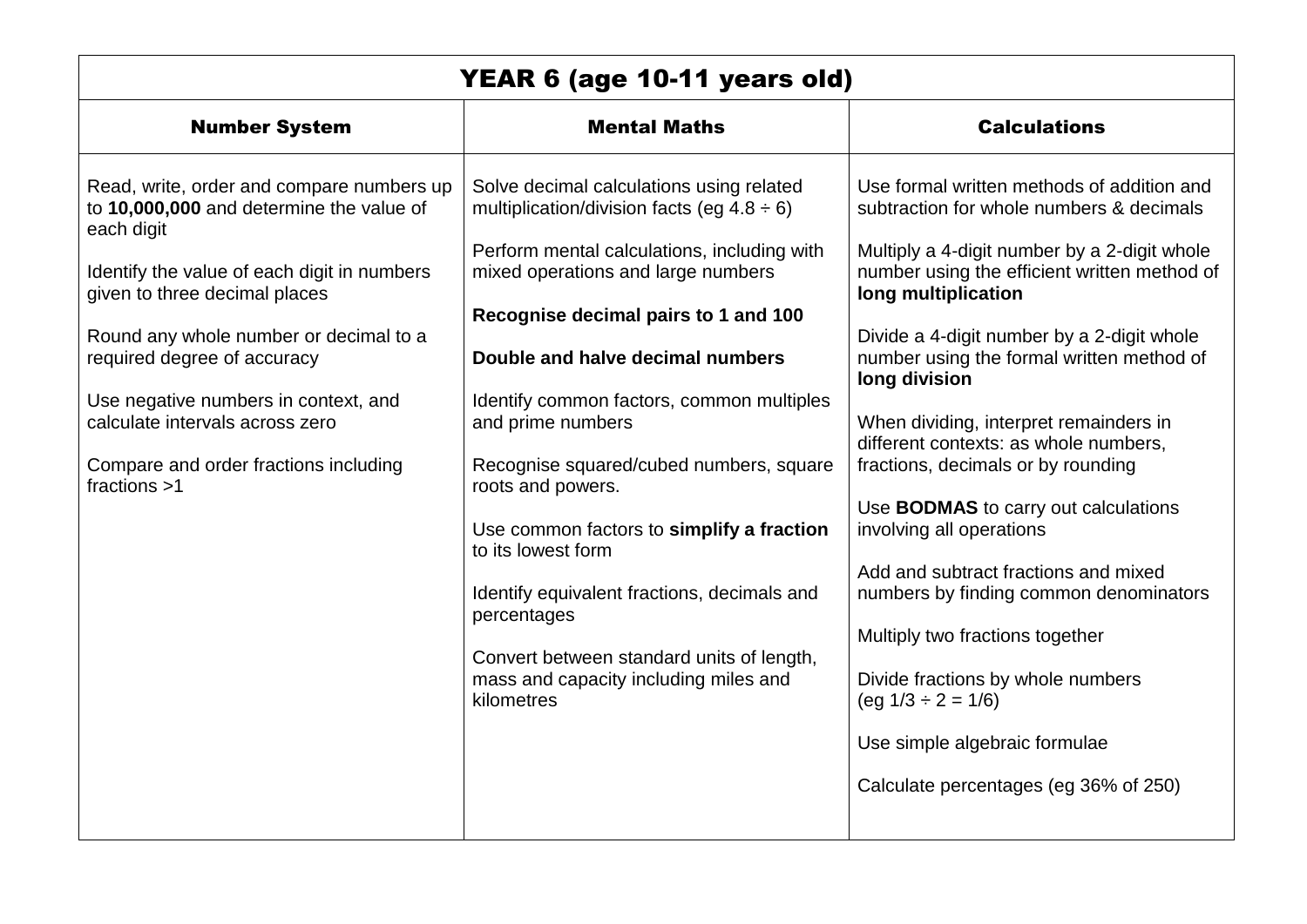| YEAR 6 (age 10-11 years old) | | |
|---|---|---|
| **Number System** | **Mental Maths** | **Calculations** |
| Read, write, order and compare numbers up to **10,000,000** and determine the value of each digit<br><br>Identify the value of each digit in numbers given to three decimal places<br><br>Round any whole number or decimal to a required degree of accuracy<br><br>Use negative numbers in context, and calculate intervals across zero<br><br>Compare and order fractions including fractions >1 | Solve decimal calculations using related multiplication/division facts (eg 4.8 ÷ 6)<br><br>Perform mental calculations, including with mixed operations and large numbers<br><br>**Recognise decimal pairs to 1 and 100**<br><br>**Double and halve decimal numbers**<br><br>Identify common factors, common multiples and prime numbers<br><br>Recognise squared/cubed numbers, square roots and powers.<br><br>Use common factors to **simplify a fraction** to its lowest form<br><br>Identify equivalent fractions, decimals and percentages<br><br>Convert between standard units of length, mass and capacity including miles and kilometres | Use formal written methods of addition and subtraction for whole numbers & decimals<br><br>Multiply a 4-digit number by a 2-digit whole number using the efficient written method of **long multiplication**<br><br>Divide a 4-digit number by a 2-digit whole number using the formal written method of **long division**<br><br>When dividing, interpret remainders in different contexts: as whole numbers, fractions, decimals or by rounding<br><br>Use **BODMAS** to carry out calculations involving all operations<br><br>Add and subtract fractions and mixed numbers by finding common denominators<br><br>Multiply two fractions together<br><br>Divide fractions by whole numbers (eg 1/3 ÷ 2 = 1/6)<br><br>Use simple algebraic formulae<br><br>Calculate percentages (eg 36% of 250) |